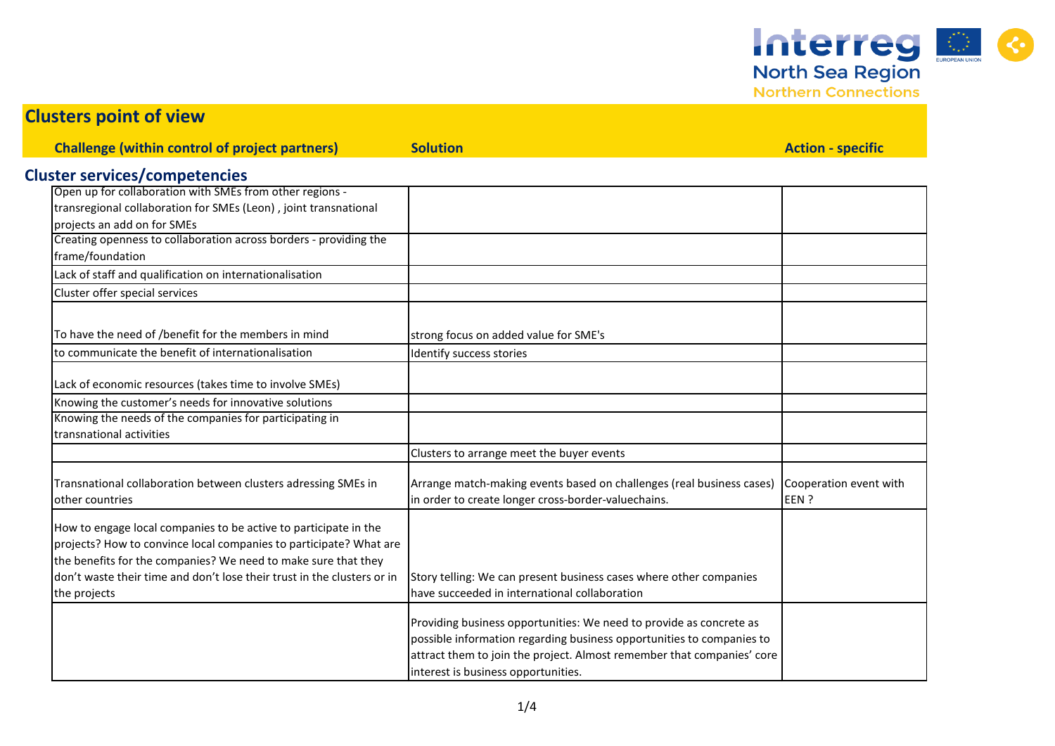## Clusters point of view

### Cluster services/competencies

| Challenge (within control of project partners) | Solution | Action - specific |
|---|---|---|
| Open up for collaboration with SMEs from other regions - transregional collaboration for SMEs (Leon) , joint transnational projects an add on for SMEs | | |
| Creating openness to collaboration across borders - providing the frame/foundation | | |
| Lack of staff and qualification on internationalisation | | |
| Cluster offer special services | | |
| To have the need of /benefit for the members in mind | strong focus on added value for SME's | |
| to communicate the benefit of internationalisation | Identify success stories | |
| Lack of economic resources (takes time to involve SMEs) | | |
| Knowing the customer's needs for innovative solutions | | |
| Knowing the needs of the companies for participating in transnational activities | | |
| | Clusters to arrange meet the buyer events | |
| Transnational collaboration between clusters adressing SMEs in other countries | Arrange match-making events based on challenges (real business cases) in order to create longer cross-border-valuechains. | Cooperation event with EEN ? |
| How to engage local companies to be active to participate in the projects? How to convince local companies to participate? What are the benefits for the companies? We need to make sure that they don't waste their time and don't lose their trust in the clusters or in the projects | Story telling: We can present business cases where other companies have succeeded in international collaboration | |
| | Providing business opportunities: We need to provide as concrete as possible information regarding business opportunities to companies to attract them to join the project. Almost remember that companies' core interest is business opportunities. | |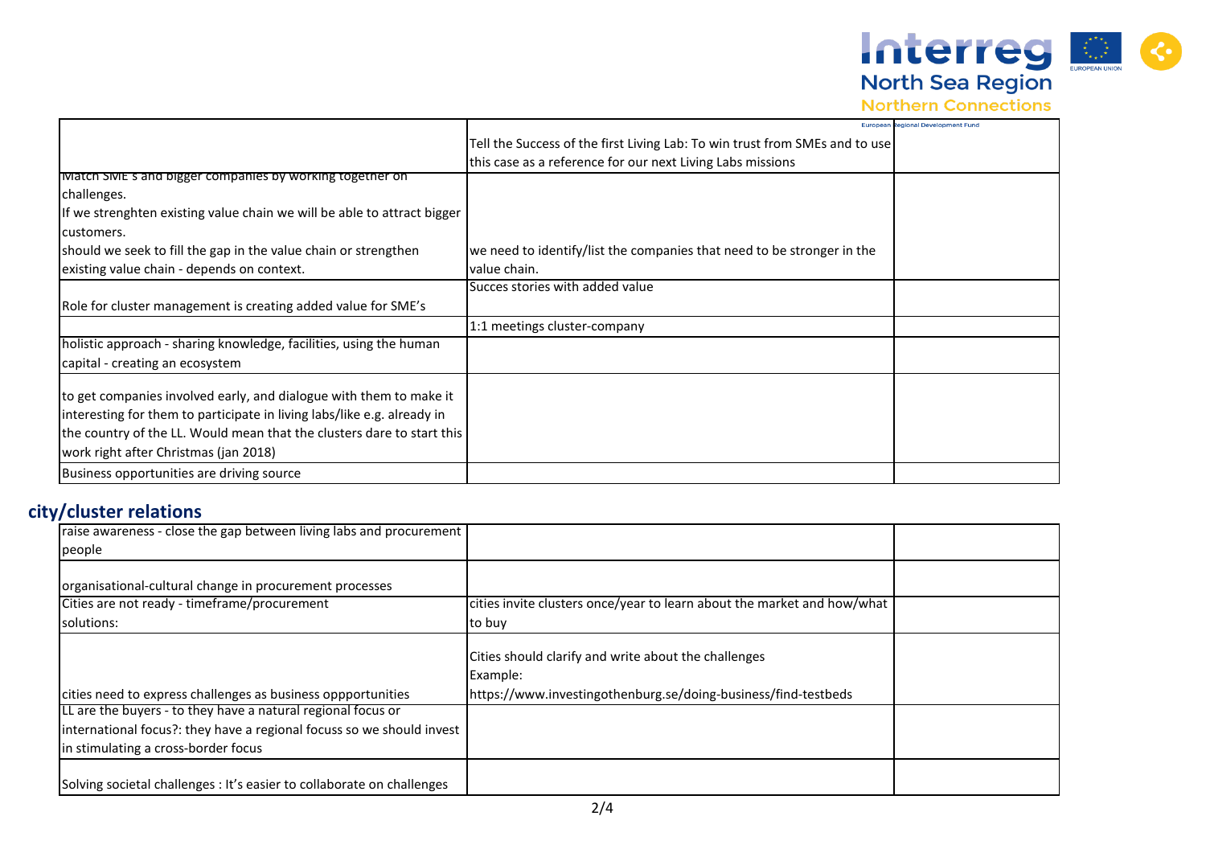| | | |
|---|---|---|
| | Tell the Success of the first Living Lab: To win trust from SMEs and to use this case as a reference for our next Living Labs missions | |
| Match SME's and bigger companies by working together on challenges. If we strenghten existing value chain we will be able to attract bigger customers. should we seek to fill the gap in the value chain or strengthen existing value chain - depends on context. | we need to identify/list the companies that need to be stronger in the value chain. | |
| Role for cluster management is creating added value for SME's | Succes stories with added value | |
| | 1:1 meetings cluster-company | |
| holistic approach - sharing knowledge, facilities, using the human capital - creating an ecosystem | | |
| to get companies involved early, and dialogue with them to make it interesting for them to participate in living labs/like e.g. already in the country of the LL. Would mean that the clusters dare to start this work right after Christmas (jan 2018) | | |
| Business opportunities are driving source | | |

## city/cluster relations

| | | |
|---|---|---|
| raise awareness - close the gap between living labs and procurement people | | |
| organisational-cultural change in procurement processes | | |
| Cities are not ready - timeframe/procurement solutions: | cities invite clusters once/year to learn about the market and how/what to buy | |
| cities need to express challenges as business oppportunities | Cities should clarify and write about the challenges Example: https://www.investingothenburg.se/doing-business/find-testbeds | |
| LL are the buyers - to they have a natural regional focus or international focus?: they have a regional focuss so we should invest in stimulating a cross-border focus | | |
| Solving societal challenges : It's easier to collaborate on challenges | | |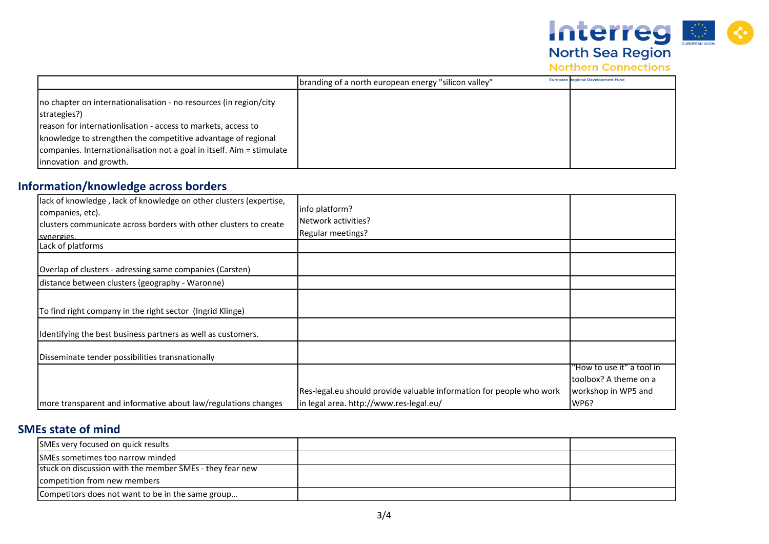| | | |
|---|---|---|
| | branding of a north european energy "silicon valley" | |
| no chapter on internationalisation - no resources (in region/city strategies?)<br>reason for internationlisation - access to markets, access to knowledge to strengthen the competitive advantage of regional companies. Internationalisation not a goal in itself. Aim = stimulate innovation and growth. | | |

## Information/knowledge across borders

| | | |
|---|---|---|
| lack of knowledge , lack of knowledge on other clusters (expertise, companies, etc).<br>clusters communicate across borders with other clusters to create synergies. | info platform?<br>Network activities?<br>Regular meetings? | |
| Lack of platforms | | |
| Overlap of clusters - adressing same companies (Carsten) | | |
| distance between clusters (geography - Waronne) | | |
| To find right company in the right sector (Ingrid Klinge) | | |
| Identifying the best business partners as well as customers. | | |
| Disseminate tender possibilities transnationally | | |
| more transparent and informative about law/regulations changes | Res-legal.eu should provide valuable information for people who work in legal area. http://www.res-legal.eu/ | "How to use it" a tool in toolbox? A theme on a workshop in WP5 and WP6? |

## SMEs state of mind

| | | |
|---|---|---|
| SMEs very focused on quick results | | |
| SMEs sometimes too narrow minded | | |
| stuck on discussion with the member SMEs - they fear new competition from new members | | |
| Competitors does not want to be in the same group… | | |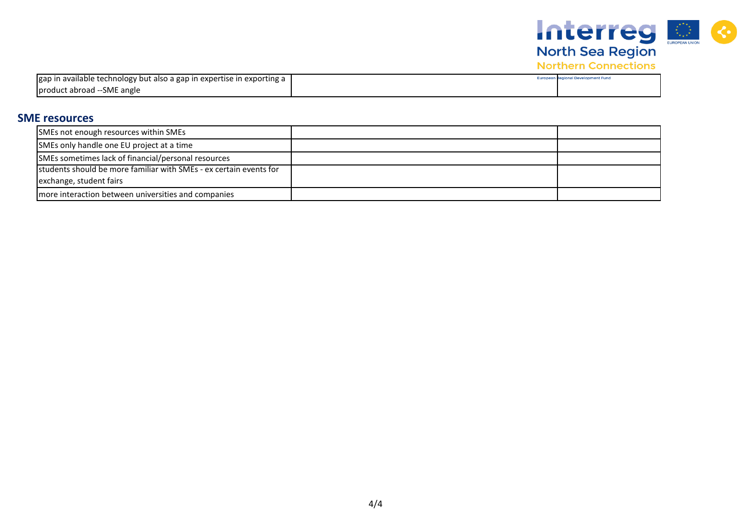| | | |
|---|---|---|
| gap in available technology but also a gap in expertise in exporting a product abroad --SME angle | | |

## SME resources

| | | |
|---|---|---|
| SMEs not enough resources within SMEs | | |
| SMEs only handle one EU project at a time | | |
| SMEs sometimes lack of financial/personal resources | | |
| students should be more familiar with SMEs - ex certain events for exchange, student fairs | | |
| more interaction between universities and companies | | |